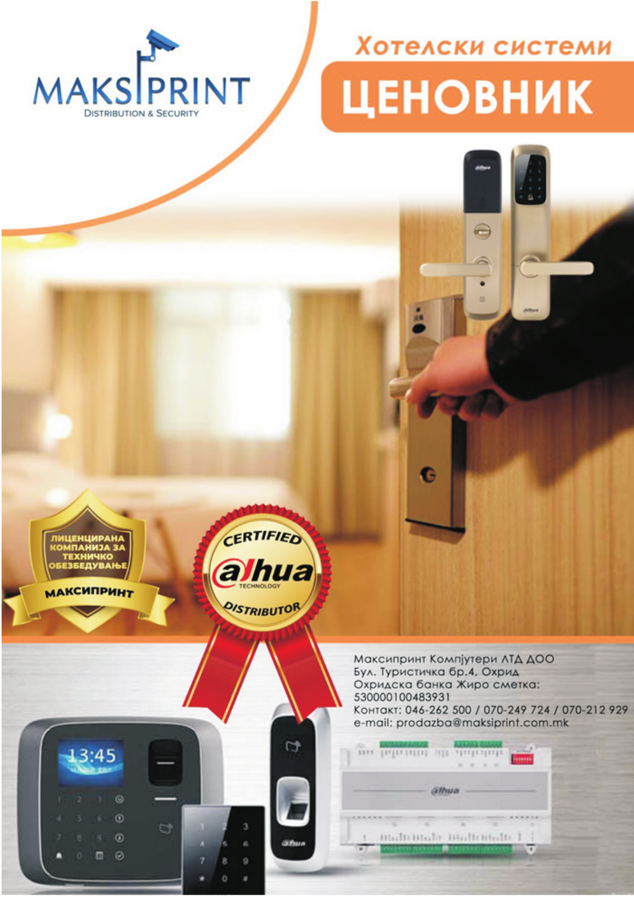MAKSIPRINT
Distribution & Security

## Хотелски системи

# ЦЕНОВНИК

ЛИЦЕНЦИРАНА КОМПАНИЈА ЗА ТЕХНИЧКО ОБЕЗБЕДУВАЊЕ
МАКСИПРИНТ

CERTIFIED alhua TECHNOLOGY DISTRIBUTOR

Максипринт Компјутери ЛТД ДОО
Бул. Туристичка бр.4, Охрид
Охридска банка Жиро сметка:
530000100483931
Контакт: 046-262 500 / 070-249 724 / 070-212 929
e-mail: prodazba@maksiprint.com.mk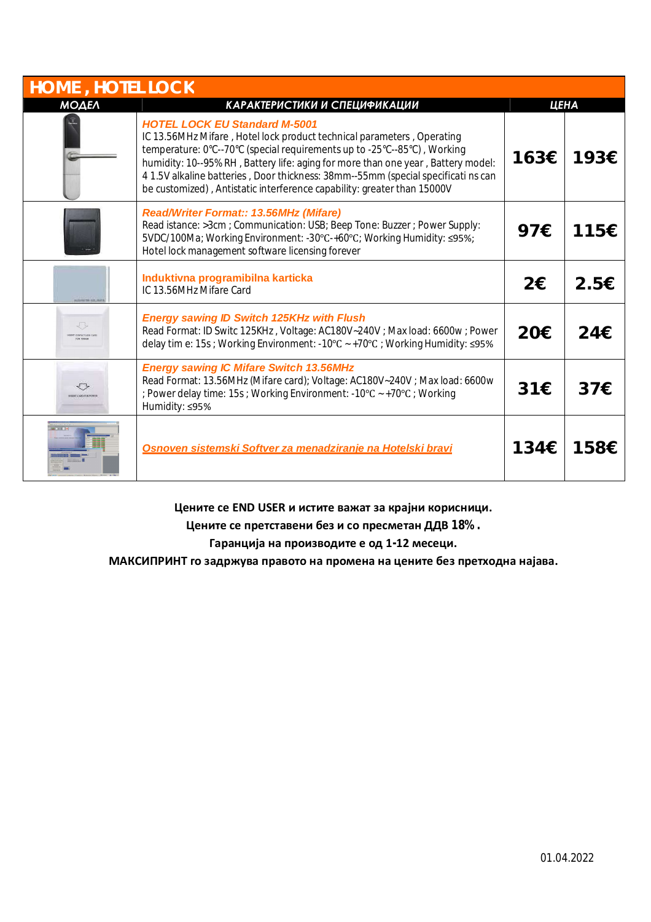## HOME , HOTEL LOCK

| МОДЕЛ | КАРАКТЕРИСТИКИ И СПЕЦИФИКАЦИИ | ЦЕНА | |
|---|---|---|---|
| | ***HOTEL LOCK EU Standard M-5001*** IC 13.56MHz Mifare , Hotel lock product technical parameters , Operating temperature: 0℃--70℃ (special requirements up to -25℃--85℃) , Working humidity: 10--95% RH , Battery life: aging for more than one year , Battery model: 4 1.5V alkaline batteries , Door thickness: 38mm--55mm (special specificati ns can be customized) , Antistatic interference capability: greater than 15000V | 163€ | 193€ |
| | ***Read/Writer Format:: 13.56MHz (Mifare)*** Read istance: >3cm ; Communication: USB; Beep Tone: Buzzer ; Power Supply: 5VDC/100Ma; Working Environment: -30℃-+60℃; Working Humidity: ≤95%; Hotel lock management software licensing forever | 97€ | 115€ |
| | **Induktivna programibilna karticka** IC 13.56MHz Mifare Card | 2€ | 2.5€ |
| | ***Energy sawing ID Switch 125KHz with Flush*** Read Format: ID Switc 125KHz , Voltage: AC180V~240V ; Max load: 6600w ; Power delay tim e: 15s ; Working Environment: -10℃ ~ +70℃ ; Working Humidity: ≤95% | 20€ | 24€ |
| | ***Energy sawing IC Mifare Switch 13.56MHz*** Read Format: 13.56MHz (Mifare card); Voltage: AC180V~240V ; Max load: 6600w ; Power delay time: 15s ; Working Environment: -10℃ ~ +70℃ ; Working Humidity: ≤95% | 31€ | 37€ |
| | ***Osnoven sistemski Softver za menadziranje na Hotelski bravi*** | 134€ | 158€ |

**Цените се END USER и истите важат за крајни корисници.**

**Цените се претставени без и со пресметан ДДВ 18%.**

**Гаранција на производите е од 1-12 месеци.**

**МАКСИПРИНТ го задржува правото на промена на цените без претходна најава.**

01.04.2022